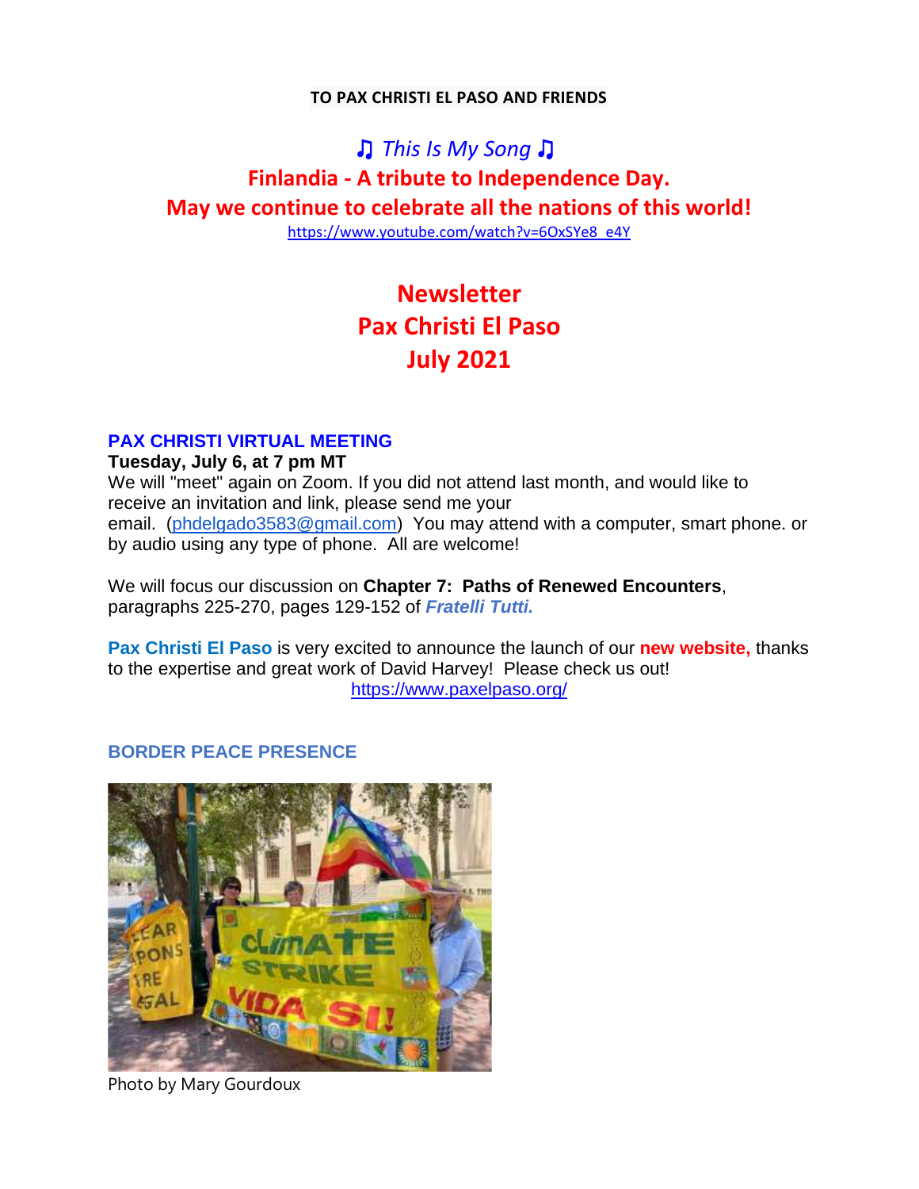**TO PAX CHRISTI EL PASO AND FRIENDS**

♫ *This Is My Song* ♫

**Finlandia - A tribute to Independence Day.**

**May we continue to celebrate all the nations of this world!**

https://www.youtube.com/watch?v=6OxSYe8_e4Y

# Newsletter
# Pax Christi El Paso
# July 2021

## PAX CHRISTI VIRTUAL MEETING

**Tuesday, July 6, at 7 pm MT**

We will "meet" again on Zoom. If you did not attend last month, and would like to receive an invitation and link, please send me your email. (phdelgado3583@gmail.com) You may attend with a computer, smart phone. or by audio using any type of phone. All are welcome!

We will focus our discussion on **Chapter 7: Paths of Renewed Encounters**, paragraphs 225-270, pages 129-152 of ***Fratelli Tutti.***

**Pax Christi El Paso** is very excited to announce the launch of our **new website,** thanks to the expertise and great work of David Harvey! Please check us out!

https://www.paxelpaso.org/

## BORDER PEACE PRESENCE

Photo by Mary Gourdoux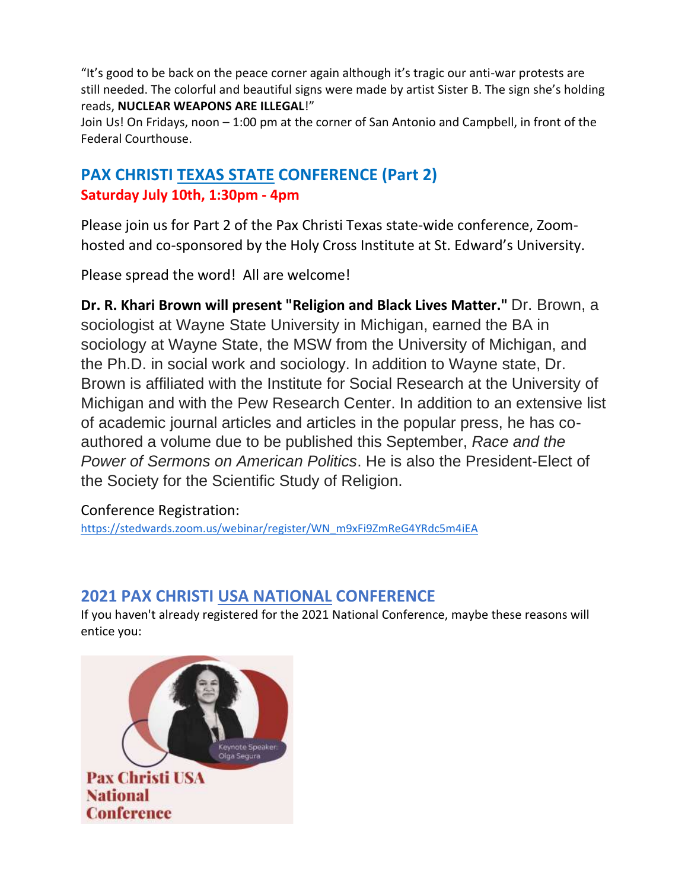"It's good to be back on the peace corner again although it's tragic our anti-war protests are still needed. The colorful and beautiful signs were made by artist Sister B. The sign she's holding reads, **NUCLEAR WEAPONS ARE ILLEGAL**!"

Join Us! On Fridays, noon – 1:00 pm at the corner of San Antonio and Campbell, in front of the Federal Courthouse.

## PAX CHRISTI TEXAS STATE CONFERENCE (Part 2)

**Saturday July 10th, 1:30pm - 4pm**

Please join us for Part 2 of the Pax Christi Texas state-wide conference, Zoom-hosted and co-sponsored by the Holy Cross Institute at St. Edward's University.

Please spread the word! All are welcome!

**Dr. R. Khari Brown will present "Religion and Black Lives Matter."** Dr. Brown, a sociologist at Wayne State University in Michigan, earned the BA in sociology at Wayne State, the MSW from the University of Michigan, and the Ph.D. in social work and sociology. In addition to Wayne state, Dr. Brown is affiliated with the Institute for Social Research at the University of Michigan and with the Pew Research Center. In addition to an extensive list of academic journal articles and articles in the popular press, he has co-authored a volume due to be published this September, *Race and the Power of Sermons on American Politics*. He is also the President-Elect of the Society for the Scientific Study of Religion.

Conference Registration:
https://stedwards.zoom.us/webinar/register/WN_m9xFi9ZmReG4YRdc5m4iEA

## 2021 PAX CHRISTI USA NATIONAL CONFERENCE

If you haven't already registered for the 2021 National Conference, maybe these reasons will entice you:

Keynote Speaker: Olga Segura

Pax Christi USA National Conference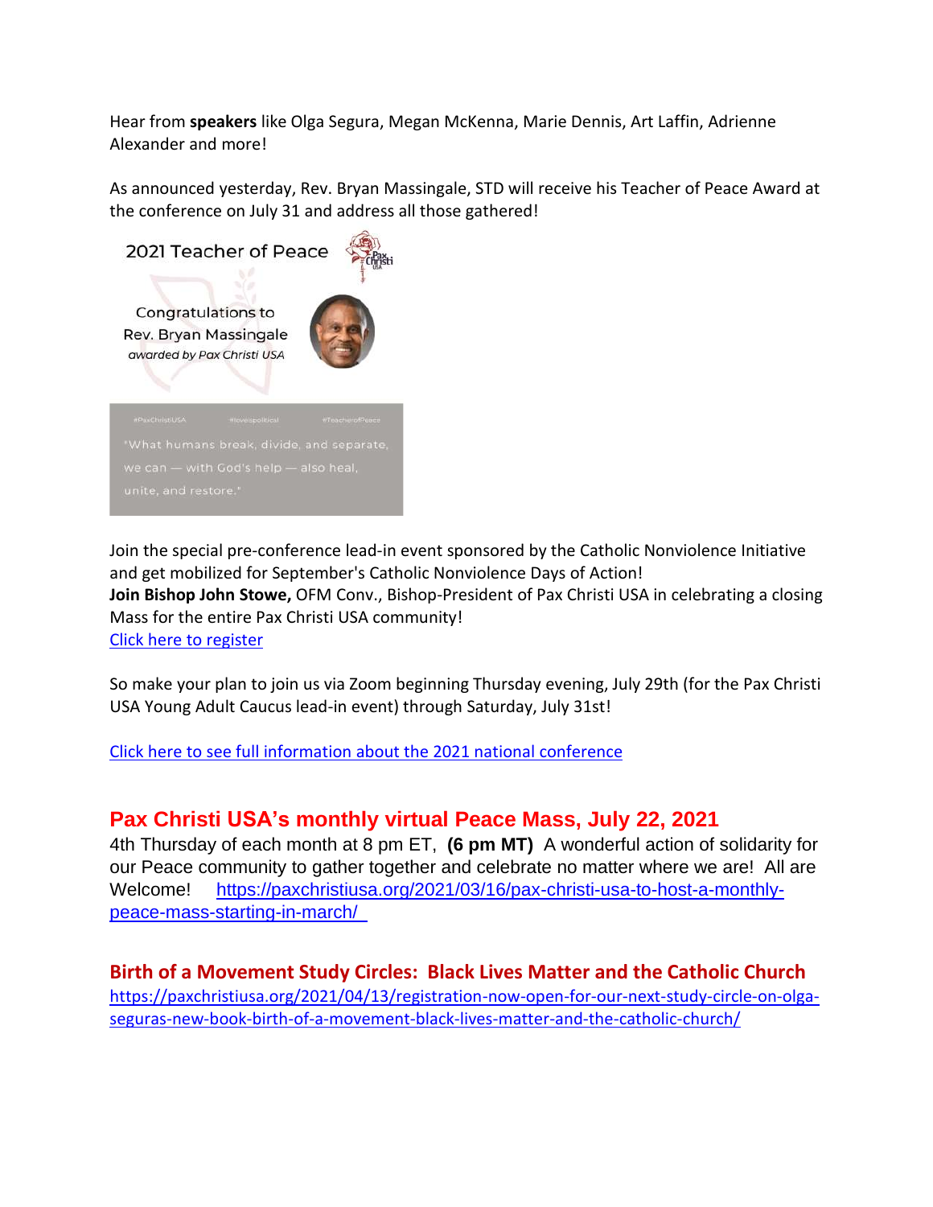Hear from **speakers** like Olga Segura, Megan McKenna, Marie Dennis, Art Laffin, Adrienne Alexander and more!

As announced yesterday, Rev. Bryan Massingale, STD will receive his Teacher of Peace Award at the conference on July 31 and address all those gathered!

2021 Teacher of Peace

Congratulations to
Rev. Bryan Massingale
*awarded by Pax Christi USA*

#PaxChristiUSA #loveispolitical #TeacherofPeace

"What humans break, divide, and separate, we can — with God's help — also heal, unite, and restore."

Join the special pre-conference lead-in event sponsored by the Catholic Nonviolence Initiative and get mobilized for September's Catholic Nonviolence Days of Action!
**Join Bishop John Stowe,** OFM Conv., Bishop-President of Pax Christi USA in celebrating a closing Mass for the entire Pax Christi USA community!
Click here to register

So make your plan to join us via Zoom beginning Thursday evening, July 29th (for the Pax Christi USA Young Adult Caucus lead-in event) through Saturday, July 31st!

Click here to see full information about the 2021 national conference

## Pax Christi USA's monthly virtual Peace Mass, July 22, 2021

4th Thursday of each month at 8 pm ET, **(6 pm MT)** A wonderful action of solidarity for our Peace community to gather together and celebrate no matter where we are! All are Welcome! https://paxchristiusa.org/2021/03/16/pax-christi-usa-to-host-a-monthly-peace-mass-starting-in-march/

## Birth of a Movement Study Circles: Black Lives Matter and the Catholic Church

https://paxchristiusa.org/2021/04/13/registration-now-open-for-our-next-study-circle-on-olga-seguras-new-book-birth-of-a-movement-black-lives-matter-and-the-catholic-church/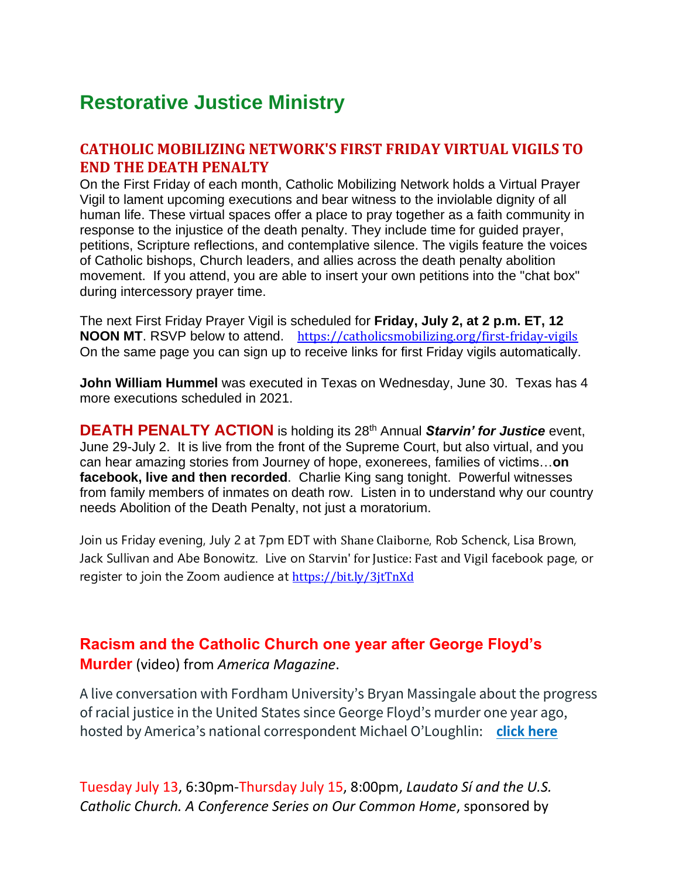# Restorative Justice Ministry

## CATHOLIC MOBILIZING NETWORK'S FIRST FRIDAY VIRTUAL VIGILS TO END THE DEATH PENALTY

On the First Friday of each month, Catholic Mobilizing Network holds a Virtual Prayer Vigil to lament upcoming executions and bear witness to the inviolable dignity of all human life. These virtual spaces offer a place to pray together as a faith community in response to the injustice of the death penalty. They include time for guided prayer, petitions, Scripture reflections, and contemplative silence. The vigils feature the voices of Catholic bishops, Church leaders, and allies across the death penalty abolition movement. If you attend, you are able to insert your own petitions into the "chat box" during intercessory prayer time.

The next First Friday Prayer Vigil is scheduled for **Friday, July 2, at 2 p.m. ET, 12 NOON MT**. RSVP below to attend. https://catholicsmobilizing.org/first-friday-vigils On the same page you can sign up to receive links for first Friday vigils automatically.

**John William Hummel** was executed in Texas on Wednesday, June 30. Texas has 4 more executions scheduled in 2021.

**DEATH PENALTY ACTION** is holding its 28th Annual ***Starvin' for Justice*** event, June 29-July 2. It is live from the front of the Supreme Court, but also virtual, and you can hear amazing stories from Journey of hope, exonerees, families of victims…**on facebook, live and then recorded**. Charlie King sang tonight. Powerful witnesses from family members of inmates on death row. Listen in to understand why our country needs Abolition of the Death Penalty, not just a moratorium.

Join us Friday evening, July 2 at 7pm EDT with Shane Claiborne, Rob Schenck, Lisa Brown, Jack Sullivan and Abe Bonowitz. Live on Starvin' for Justice: Fast and Vigil facebook page, or register to join the Zoom audience at https://bit.ly/3jtTnXd

## Racism and the Catholic Church one year after George Floyd's Murder (video) from *America Magazine*.

A live conversation with Fordham University's Bryan Massingale about the progress of racial justice in the United States since George Floyd's murder one year ago, hosted by America's national correspondent Michael O'Loughlin: **click here**

Tuesday July 13, 6:30pm-Thursday July 15, 8:00pm, *Laudato Sí and the U.S. Catholic Church. A Conference Series on Our Common Home*, sponsored by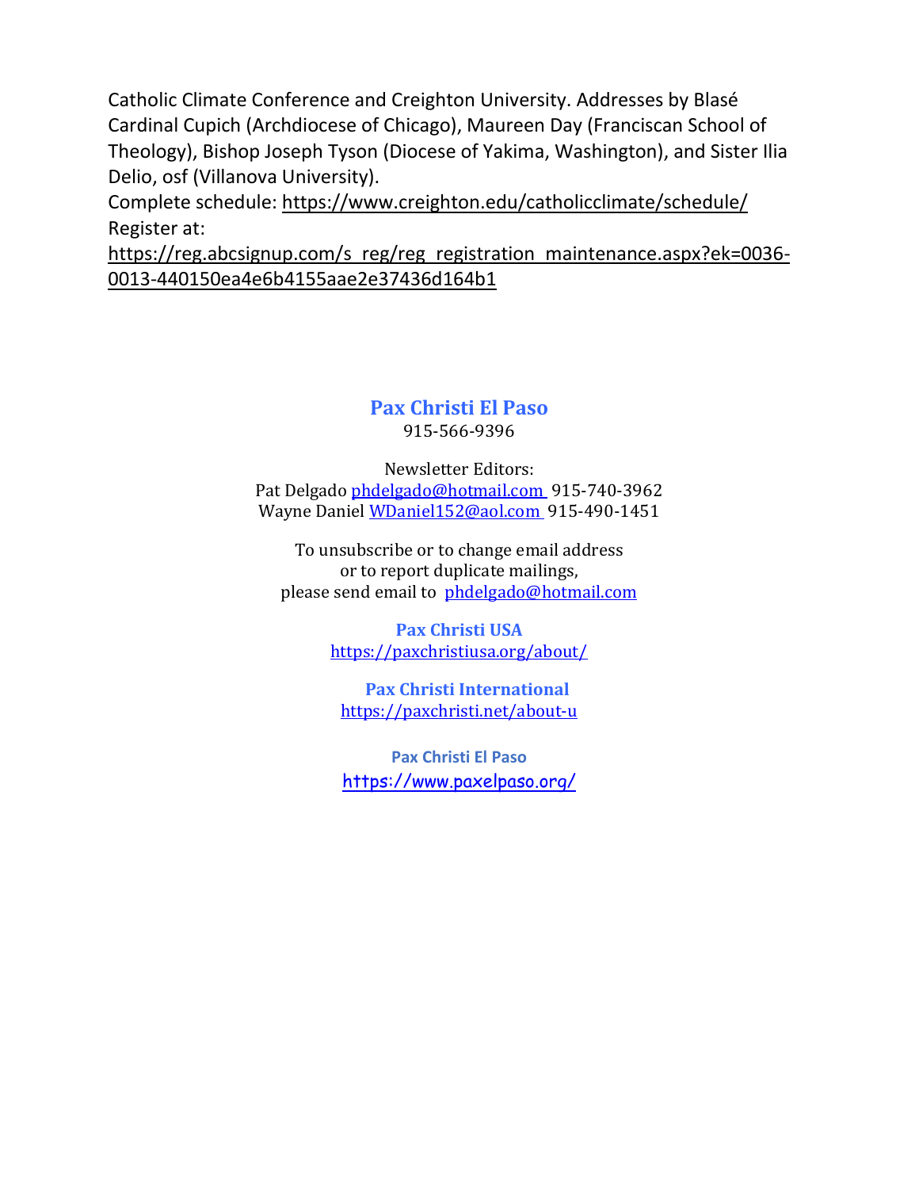Catholic Climate Conference and Creighton University. Addresses by Blasé Cardinal Cupich (Archdiocese of Chicago), Maureen Day (Franciscan School of Theology), Bishop Joseph Tyson (Diocese of Yakima, Washington), and Sister Ilia Delio, osf (Villanova University).

Complete schedule: https://www.creighton.edu/catholicclimate/schedule/

Register at:

https://reg.abcsignup.com/s_reg/reg_registration_maintenance.aspx?ek=0036-0013-440150ea4e6b4155aae2e37436d164b1

**Pax Christi El Paso**

915-566-9396

Newsletter Editors:

Pat Delgado phdelgado@hotmail.com 915-740-3962

Wayne Daniel WDaniel152@aol.com 915-490-1451

To unsubscribe or to change email address
or to report duplicate mailings,
please send email to phdelgado@hotmail.com

**Pax Christi USA**

https://paxchristiusa.org/about/

**Pax Christi International**

https://paxchristi.net/about-u

**Pax Christi El Paso**

https://www.paxelpaso.org/